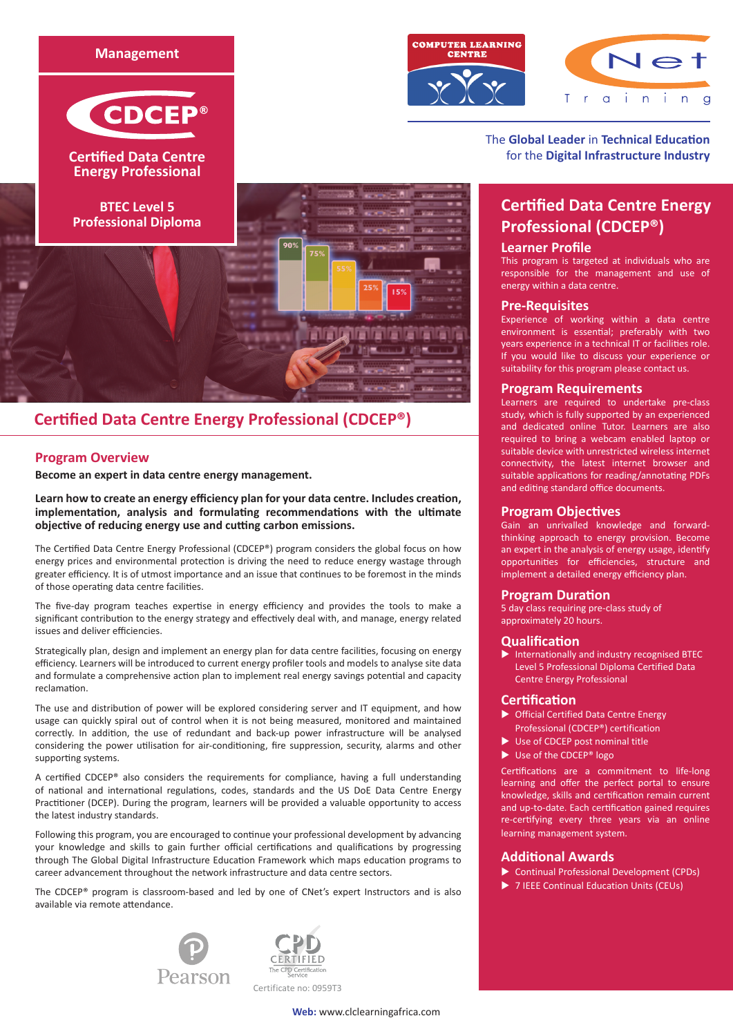Management

# CDCEP®

**Certified Data Centre Energy Professional**

**BTEC Level 5 Professional Diploma**

COMPUTER LEARNING CENTRE

Net Training

The **Global Leader** in **Technical Education** for the **Digital Infrastructure Industry**

## Certified Data Centre Energy Professional (CDCEP®)

### Program Overview

**Become an expert in data centre energy management.**

**Learn how to create an energy efficiency plan for your data centre. Includes creation, implementation, analysis and formulating recommendations with the ultimate objective of reducing energy use and cutting carbon emissions.**

The Certified Data Centre Energy Professional (CDCEP®) program considers the global focus on how energy prices and environmental protection is driving the need to reduce energy wastage through greater efficiency. It is of utmost importance and an issue that continues to be foremost in the minds of those operating data centre facilities.

The five-day program teaches expertise in energy efficiency and provides the tools to make a significant contribution to the energy strategy and effectively deal with, and manage, energy related issues and deliver efficiencies.

Strategically plan, design and implement an energy plan for data centre facilities, focusing on energy efficiency. Learners will be introduced to current energy profiler tools and models to analyse site data and formulate a comprehensive action plan to implement real energy savings potential and capacity reclamation.

The use and distribution of power will be explored considering server and IT equipment, and how usage can quickly spiral out of control when it is not being measured, monitored and maintained correctly. In addition, the use of redundant and back-up power infrastructure will be analysed considering the power utilisation for air-conditioning, fire suppression, security, alarms and other supporting systems.

A certified CDCEP® also considers the requirements for compliance, having a full understanding of national and international regulations, codes, standards and the US DoE Data Centre Energy Practitioner (DCEP). During the program, learners will be provided a valuable opportunity to access the latest industry standards.

Following this program, you are encouraged to continue your professional development by advancing your knowledge and skills to gain further official certifications and qualifications by progressing through The Global Digital Infrastructure Education Framework which maps education programs to career advancement throughout the network infrastructure and data centre sectors.

The CDCEP® program is classroom-based and led by one of CNet's expert Instructors and is also available via remote attendance.

Pearson

CPD CERTIFIED The CPD Certification Service

Certificate no: 0959T3

## Certified Data Centre Energy Professional (CDCEP®)

### Learner Profile

This program is targeted at individuals who are responsible for the management and use of energy within a data centre.

### Pre-Requisites

Experience of working within a data centre environment is essential; preferably with two years experience in a technical IT or facilities role. If you would like to discuss your experience or suitability for this program please contact us.

### Program Requirements

Learners are required to undertake pre-class study, which is fully supported by an experienced and dedicated online Tutor. Learners are also required to bring a webcam enabled laptop or suitable device with unrestricted wireless internet connectivity, the latest internet browser and suitable applications for reading/annotating PDFs and editing standard office documents.

### Program Objectives

Gain an unrivalled knowledge and forward-thinking approach to energy provision. Become an expert in the analysis of energy usage, identify opportunities for efficiencies, structure and implement a detailed energy efficiency plan.

### Program Duration

5 day class requiring pre-class study of approximately 20 hours.

### Qualification

- Internationally and industry recognised BTEC Level 5 Professional Diploma Certified Data Centre Energy Professional

### Certification

- Official Certified Data Centre Energy Professional (CDCEP®) certification
- Use of CDCEP post nominal title
- Use of the CDCEP® logo

Certifications are a commitment to life-long learning and offer the perfect portal to ensure knowledge, skills and certification remain current and up-to-date. Each certification gained requires re-certifying every three years via an online learning management system.

### Additional Awards

- Continual Professional Development (CPDs)
- 7 IEEE Continual Education Units (CEUs)

**Web:** www.clclearningafrica.com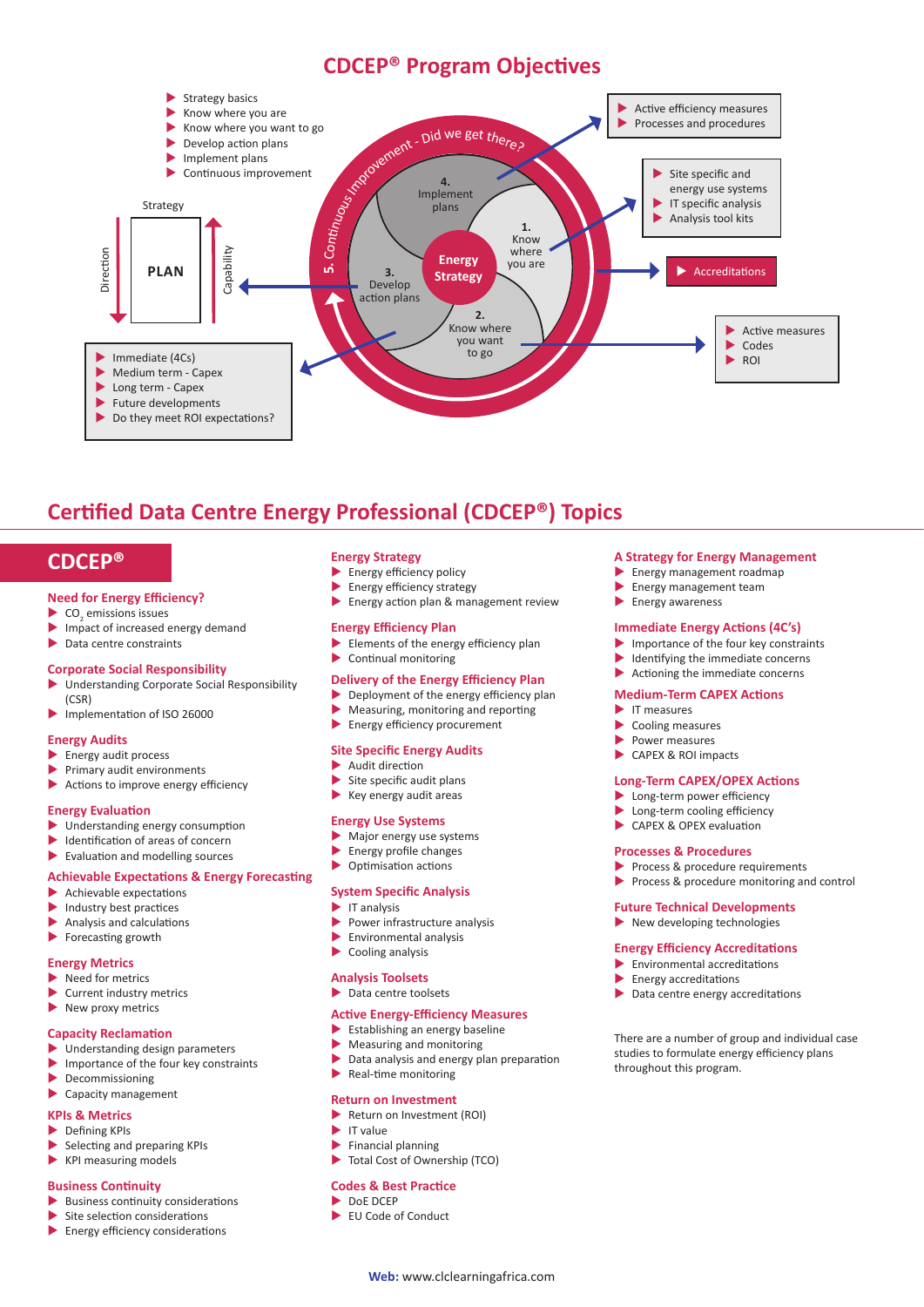# CDCEP® Program Objectives

- Strategy basics
- Know where you are
- Know where you want to go
- Develop action plans
- Implement plans
- Continuous improvement

Strategy

Direction

PLAN

Capability

- Immediate (4Cs)
- Medium term - Capex
- Long term - Capex
- Future developments
- Do they meet ROI expectations?

5. Continuous Improvement - Did we get there?

4. Implement plans

1. Know where you are

Energy Strategy

3. Develop action plans

2. Know where you want to go

- Active efficiency measures
- Processes and procedures

- Site specific and energy use systems
- IT specific analysis
- Analysis tool kits

- Accreditations

- Active measures
- Codes
- ROI

## Certified Data Centre Energy Professional (CDCEP®) Topics

## CDCEP®

### Need for Energy Efficiency?
- $CO_2$ emissions issues
- Impact of increased energy demand
- Data centre constraints

### Corporate Social Responsibility
- Understanding Corporate Social Responsibility (CSR)
- Implementation of ISO 26000

### Energy Audits
- Energy audit process
- Primary audit environments
- Actions to improve energy efficiency

### Energy Evaluation
- Understanding energy consumption
- Identification of areas of concern
- Evaluation and modelling sources

### Achievable Expectations & Energy Forecasting
- Achievable expectations
- Industry best practices
- Analysis and calculations
- Forecasting growth

### Energy Metrics
- Need for metrics
- Current industry metrics
- New proxy metrics

### Capacity Reclamation
- Understanding design parameters
- Importance of the four key constraints
- Decommissioning
- Capacity management

### KPIs & Metrics
- Defining KPIs
- Selecting and preparing KPIs
- KPI measuring models

### Business Continuity
- Business continuity considerations
- Site selection considerations
- Energy efficiency considerations

### Energy Strategy
- Energy efficiency policy
- Energy efficiency strategy
- Energy action plan & management review

### Energy Efficiency Plan
- Elements of the energy efficiency plan
- Continual monitoring

### Delivery of the Energy Efficiency Plan
- Deployment of the energy efficiency plan
- Measuring, monitoring and reporting
- Energy efficiency procurement

### Site Specific Energy Audits
- Audit direction
- Site specific audit plans
- Key energy audit areas

### Energy Use Systems
- Major energy use systems
- Energy profile changes
- Optimisation actions

### System Specific Analysis
- IT analysis
- Power infrastructure analysis
- Environmental analysis
- Cooling analysis

### Analysis Toolsets
- Data centre toolsets

### Active Energy-Efficiency Measures
- Establishing an energy baseline
- Measuring and monitoring
- Data analysis and energy plan preparation
- Real-time monitoring

### Return on Investment
- Return on Investment (ROI)
- IT value
- Financial planning
- Total Cost of Ownership (TCO)

### Codes & Best Practice
- DoE DCEP
- EU Code of Conduct

### A Strategy for Energy Management
- Energy management roadmap
- Energy management team
- Energy awareness

### Immediate Energy Actions (4C's)
- Importance of the four key constraints
- Identifying the immediate concerns
- Actioning the immediate concerns

### Medium-Term CAPEX Actions
- IT measures
- Cooling measures
- Power measures
- CAPEX & ROI impacts

### Long-Term CAPEX/OPEX Actions
- Long-term power efficiency
- Long-term cooling efficiency
- CAPEX & OPEX evaluation

### Processes & Procedures
- Process & procedure requirements
- Process & procedure monitoring and control

### Future Technical Developments
- New developing technologies

### Energy Efficiency Accreditations
- Environmental accreditations
- Energy accreditations
- Data centre energy accreditations

There are a number of group and individual case studies to formulate energy efficiency plans throughout this program.

**Web:** www.clclearningafrica.com